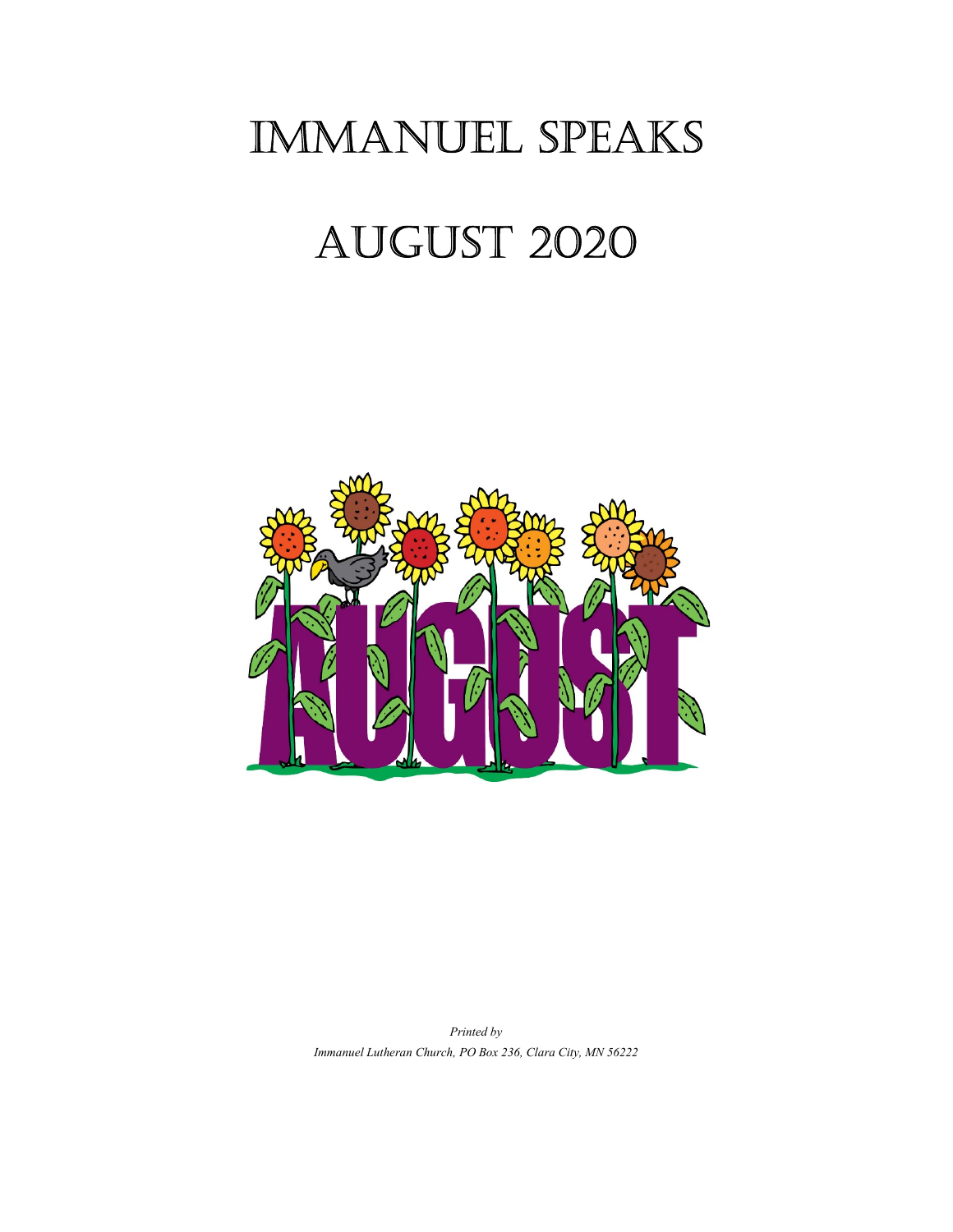# Immanuel Speaks

# August 2020

*Printed by*

*Immanuel Lutheran Church, PO Box 236, Clara City, MN 56222*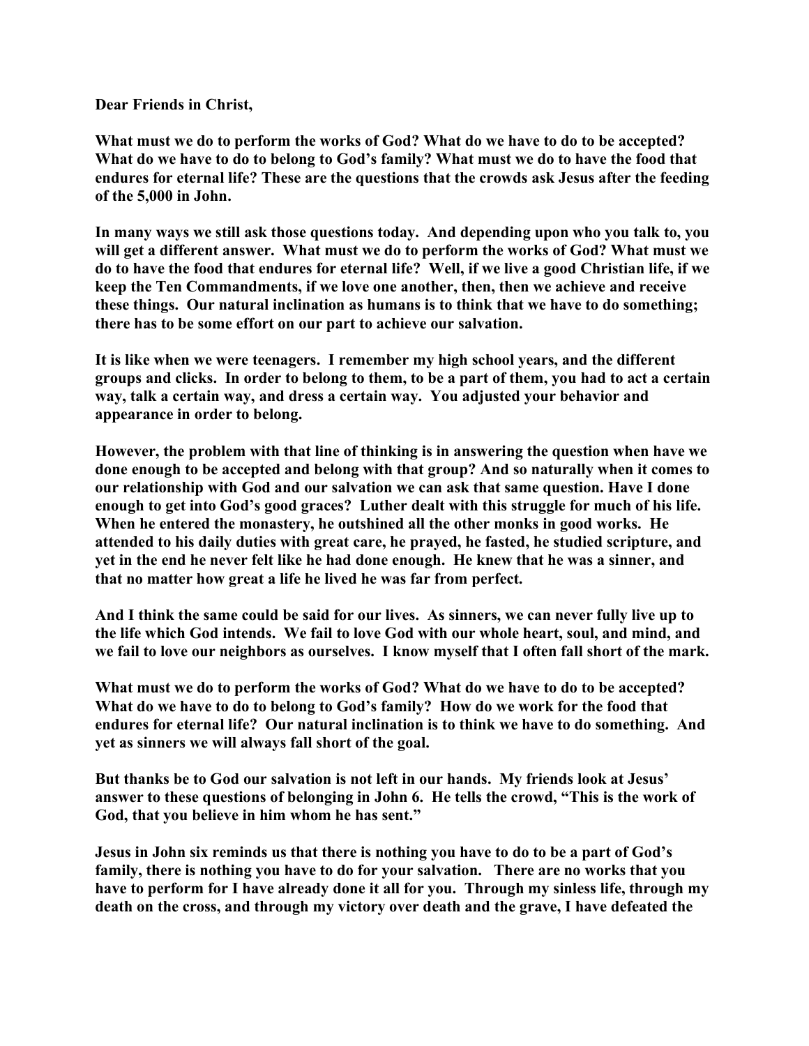**Dear Friends in Christ,**

**What must we do to perform the works of God? What do we have to do to be accepted? What do we have to do to belong to God's family? What must we do to have the food that endures for eternal life? These are the questions that the crowds ask Jesus after the feeding of the 5,000 in John.**

**In many ways we still ask those questions today. And depending upon who you talk to, you will get a different answer. What must we do to perform the works of God? What must we do to have the food that endures for eternal life? Well, if we live a good Christian life, if we keep the Ten Commandments, if we love one another, then, then we achieve and receive these things. Our natural inclination as humans is to think that we have to do something; there has to be some effort on our part to achieve our salvation.**

**It is like when we were teenagers. I remember my high school years, and the different groups and clicks. In order to belong to them, to be a part of them, you had to act a certain way, talk a certain way, and dress a certain way. You adjusted your behavior and appearance in order to belong.**

**However, the problem with that line of thinking is in answering the question when have we done enough to be accepted and belong with that group? And so naturally when it comes to our relationship with God and our salvation we can ask that same question. Have I done enough to get into God's good graces? Luther dealt with this struggle for much of his life. When he entered the monastery, he outshined all the other monks in good works. He attended to his daily duties with great care, he prayed, he fasted, he studied scripture, and yet in the end he never felt like he had done enough. He knew that he was a sinner, and that no matter how great a life he lived he was far from perfect.**

**And I think the same could be said for our lives. As sinners, we can never fully live up to the life which God intends. We fail to love God with our whole heart, soul, and mind, and we fail to love our neighbors as ourselves. I know myself that I often fall short of the mark.**

**What must we do to perform the works of God? What do we have to do to be accepted? What do we have to do to belong to God's family? How do we work for the food that endures for eternal life? Our natural inclination is to think we have to do something. And yet as sinners we will always fall short of the goal.**

**But thanks be to God our salvation is not left in our hands. My friends look at Jesus' answer to these questions of belonging in John 6. He tells the crowd, "This is the work of God, that you believe in him whom he has sent."**

**Jesus in John six reminds us that there is nothing you have to do to be a part of God's family, there is nothing you have to do for your salvation. There are no works that you have to perform for I have already done it all for you. Through my sinless life, through my death on the cross, and through my victory over death and the grave, I have defeated the**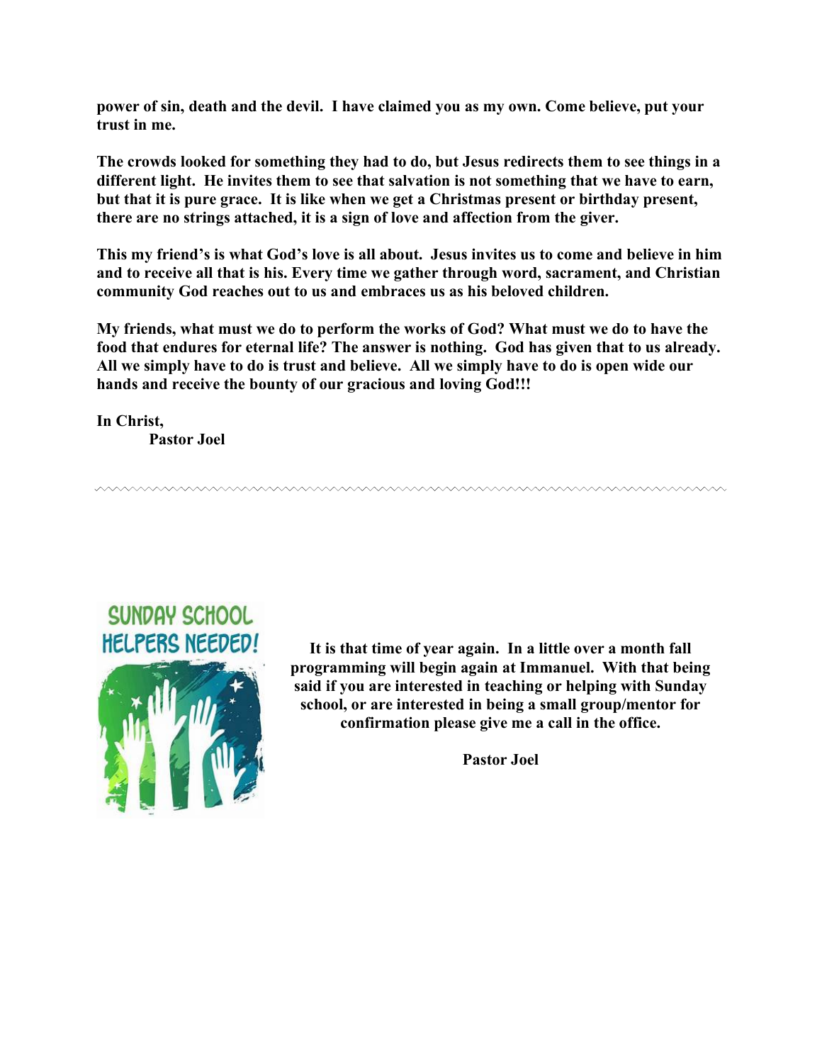**power of sin, death and the devil. I have claimed you as my own. Come believe, put your trust in me.**

**The crowds looked for something they had to do, but Jesus redirects them to see things in a different light. He invites them to see that salvation is not something that we have to earn, but that it is pure grace. It is like when we get a Christmas present or birthday present, there are no strings attached, it is a sign of love and affection from the giver.**

**This my friend's is what God's love is all about. Jesus invites us to come and believe in him and to receive all that is his. Every time we gather through word, sacrament, and Christian community God reaches out to us and embraces us as his beloved children.**

**My friends, what must we do to perform the works of God? What must we do to have the food that endures for eternal life? The answer is nothing. God has given that to us already. All we simply have to do is trust and believe. All we simply have to do is open wide our hands and receive the bounty of our gracious and loving God!!!**

**In Christ,**
**Pastor Joel**

---

SUNDAY SCHOOL HELPERS NEEDED!

**It is that time of year again. In a little over a month fall programming will begin again at Immanuel. With that being said if you are interested in teaching or helping with Sunday school, or are interested in being a small group/mentor for confirmation please give me a call in the office.**

**Pastor Joel**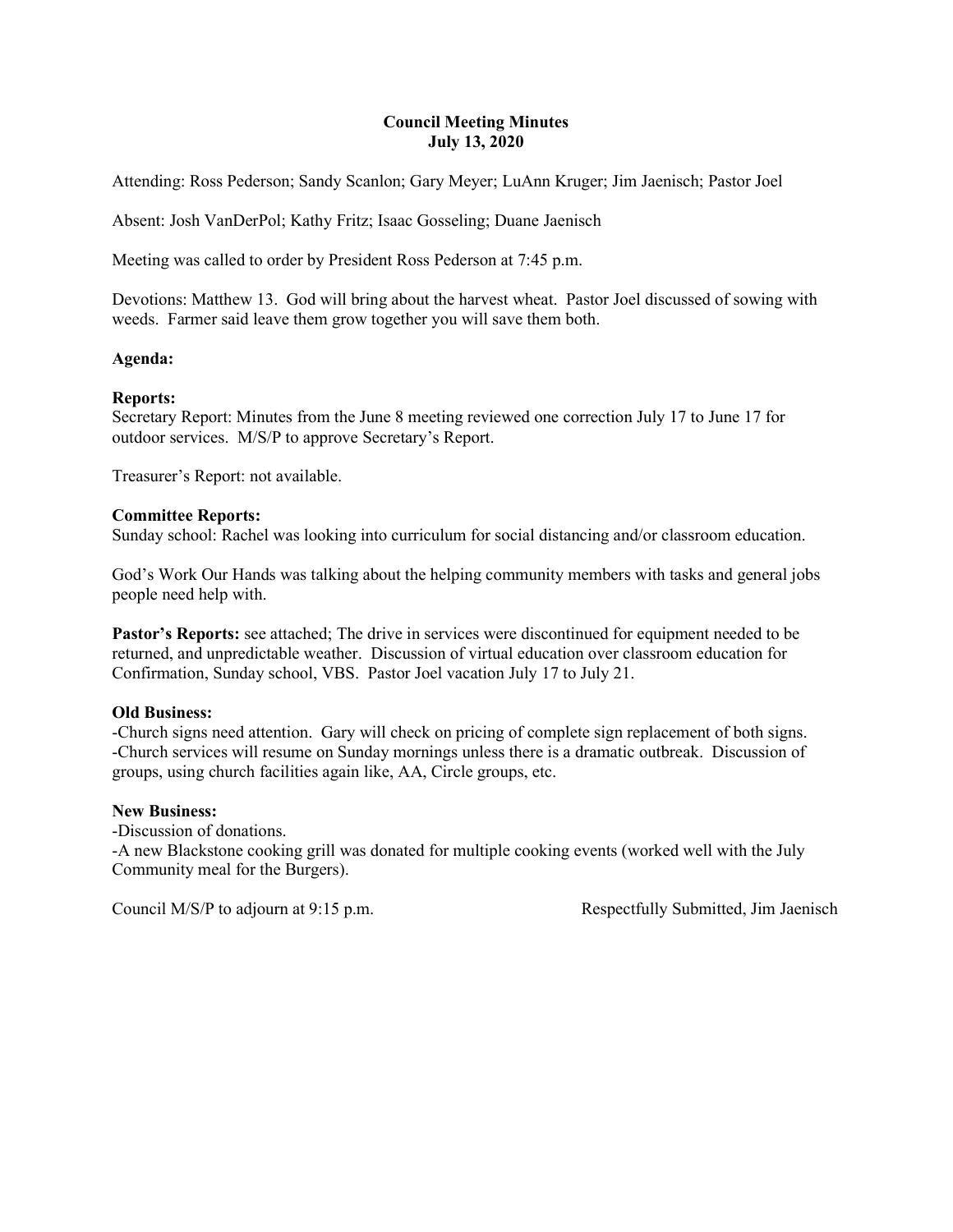**Council Meeting Minutes**
**July 13, 2020**

Attending: Ross Pederson; Sandy Scanlon; Gary Meyer; LuAnn Kruger; Jim Jaenisch; Pastor Joel

Absent: Josh VanDerPol; Kathy Fritz; Isaac Gosseling; Duane Jaenisch

Meeting was called to order by President Ross Pederson at 7:45 p.m.

Devotions: Matthew 13. God will bring about the harvest wheat. Pastor Joel discussed of sowing with weeds. Farmer said leave them grow together you will save them both.

**Agenda:**

**Reports:**
Secretary Report: Minutes from the June 8 meeting reviewed one correction July 17 to June 17 for outdoor services. M/S/P to approve Secretary's Report.

Treasurer's Report: not available.

**Committee Reports:**
Sunday school: Rachel was looking into curriculum for social distancing and/or classroom education.

God's Work Our Hands was talking about the helping community members with tasks and general jobs people need help with.

**Pastor's Reports:** see attached; The drive in services were discontinued for equipment needed to be returned, and unpredictable weather. Discussion of virtual education over classroom education for Confirmation, Sunday school, VBS. Pastor Joel vacation July 17 to July 21.

**Old Business:**
-Church signs need attention. Gary will check on pricing of complete sign replacement of both signs.
-Church services will resume on Sunday mornings unless there is a dramatic outbreak. Discussion of groups, using church facilities again like, AA, Circle groups, etc.

**New Business:**
-Discussion of donations.
-A new Blackstone cooking grill was donated for multiple cooking events (worked well with the July Community meal for the Burgers).

Council M/S/P to adjourn at 9:15 p.m.

Respectfully Submitted, Jim Jaenisch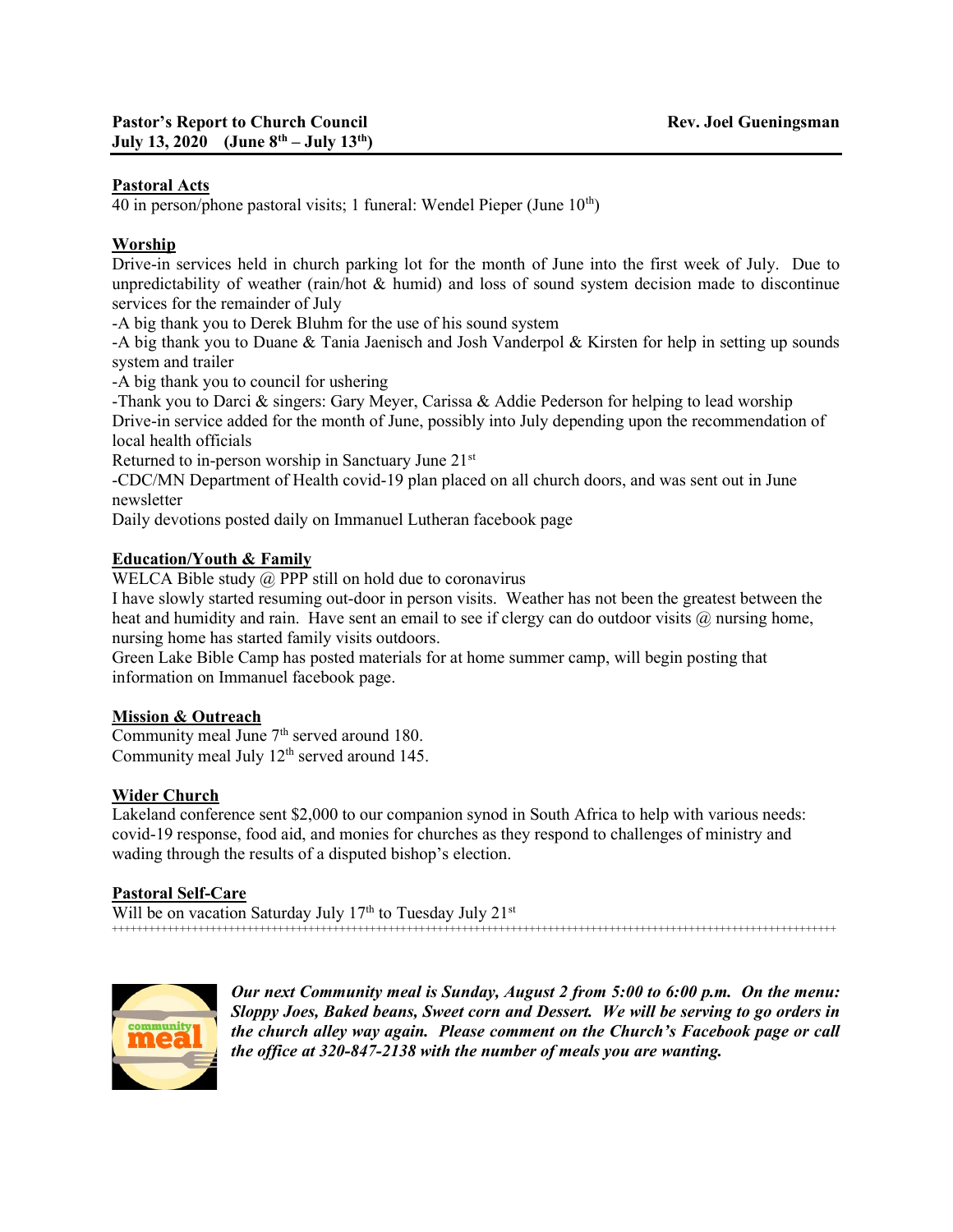**Pastor's Report to Church Council** **Rev. Joel Gueningsman**
**July 13, 2020 (June 8th – July 13th)**

---

**Pastoral Acts**

40 in person/phone pastoral visits; 1 funeral: Wendel Pieper (June 10th)

**Worship**

Drive-in services held in church parking lot for the month of June into the first week of July. Due to unpredictability of weather (rain/hot & humid) and loss of sound system decision made to discontinue services for the remainder of July

-A big thank you to Derek Bluhm for the use of his sound system

-A big thank you to Duane & Tania Jaenisch and Josh Vanderpol & Kirsten for help in setting up sounds system and trailer

-A big thank you to council for ushering

-Thank you to Darci & singers: Gary Meyer, Carissa & Addie Pederson for helping to lead worship

Drive-in service added for the month of June, possibly into July depending upon the recommendation of local health officials

Returned to in-person worship in Sanctuary June 21st

-CDC/MN Department of Health covid-19 plan placed on all church doors, and was sent out in June newsletter

Daily devotions posted daily on Immanuel Lutheran facebook page

**Education/Youth & Family**

WELCA Bible study @ PPP still on hold due to coronavirus

I have slowly started resuming out-door in person visits. Weather has not been the greatest between the heat and humidity and rain. Have sent an email to see if clergy can do outdoor visits @ nursing home, nursing home has started family visits outdoors.

Green Lake Bible Camp has posted materials for at home summer camp, will begin posting that information on Immanuel facebook page.

**Mission & Outreach**

Community meal June 7th served around 180.

Community meal July 12th served around 145.

**Wider Church**

Lakeland conference sent $2,000 to our companion synod in South Africa to help with various needs: covid-19 response, food aid, and monies for churches as they respond to challenges of ministry and wading through the results of a disputed bishop's election.

**Pastoral Self-Care**

Will be on vacation Saturday July 17th to Tuesday July 21st

++++++++++++++++++++++++++++++++++++++++++++++++++++++++++++++++++++++++++++++++++++++++++++++++++++++++++++++

community meal

***Our next Community meal is Sunday, August 2 from 5:00 to 6:00 p.m. On the menu: Sloppy Joes, Baked beans, Sweet corn and Dessert. We will be serving to go orders in the church alley way again. Please comment on the Church's Facebook page or call the office at 320-847-2138 with the number of meals you are wanting.***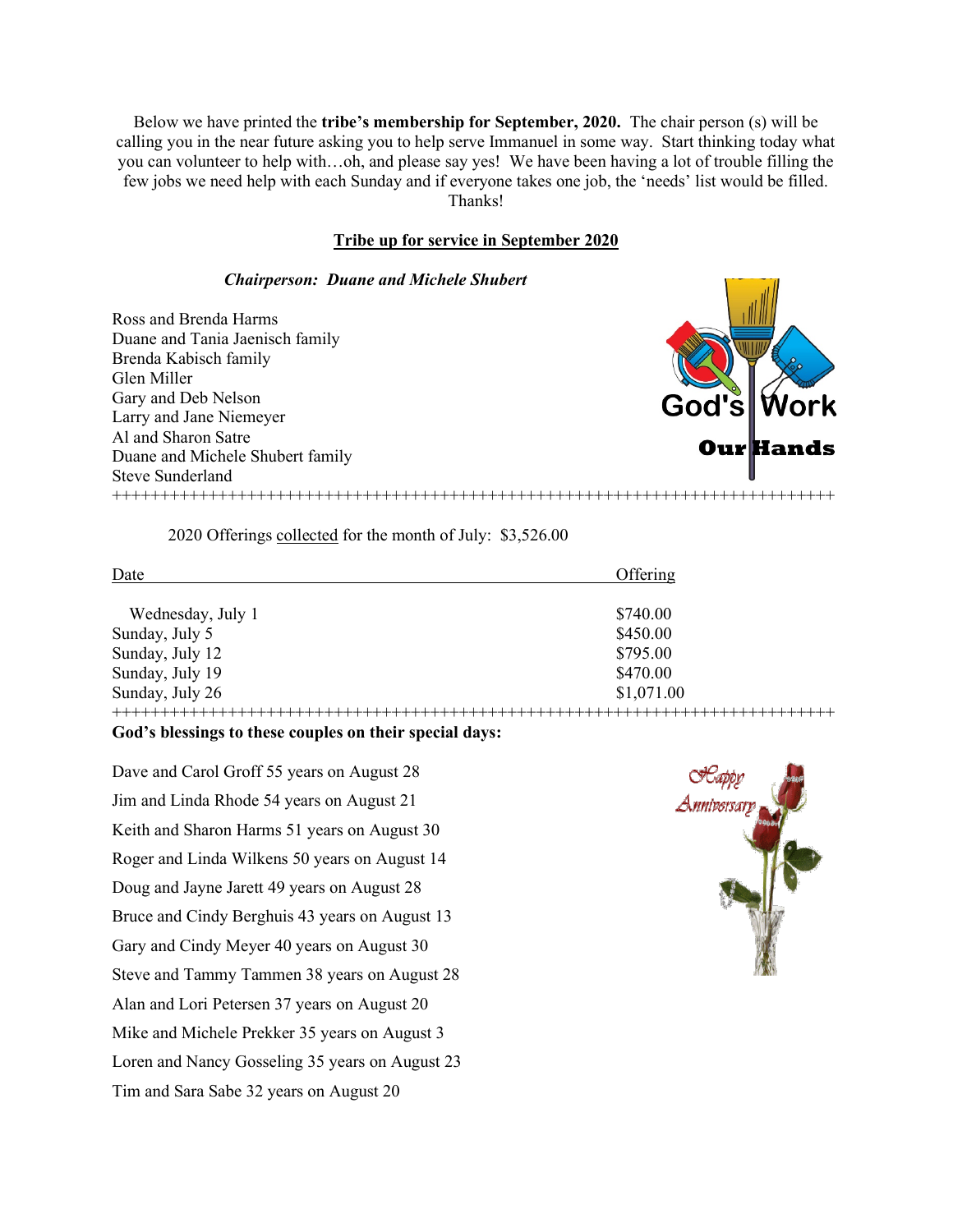Below we have printed the **tribe's membership for September, 2020.** The chair person (s) will be calling you in the near future asking you to help serve Immanuel in some way. Start thinking today what you can volunteer to help with…oh, and please say yes! We have been having a lot of trouble filling the few jobs we need help with each Sunday and if everyone takes one job, the 'needs' list would be filled. Thanks!

**Tribe up for service in September 2020**

***Chairperson: Duane and Michele Shubert***

Ross and Brenda Harms
Duane and Tania Jaenisch family
Brenda Kabisch family
Glen Miller
Gary and Deb Nelson
Larry and Jane Niemeyer
Al and Sharon Satre
Duane and Michele Shubert family
Steve Sunderland

++++++++++++++++++++++++++++++++++++++++++++++++++++++++++++++++++++++++

2020 Offerings collected for the month of July: $3,526.00

| Date | Offering |
|---|---|
| Wednesday, July 1 | $740.00 |
| Sunday, July 5 | $450.00 |
| Sunday, July 12 | $795.00 |
| Sunday, July 19 | $470.00 |
| Sunday, July 26 | $1,071.00 |

++++++++++++++++++++++++++++++++++++++++++++++++++++++++++++++++++++++++

**God's blessings to these couples on their special days:**

Dave and Carol Groff 55 years on August 28
Jim and Linda Rhode 54 years on August 21
Keith and Sharon Harms 51 years on August 30
Roger and Linda Wilkens 50 years on August 14
Doug and Jayne Jarett 49 years on August 28
Bruce and Cindy Berghuis 43 years on August 13
Gary and Cindy Meyer 40 years on August 30
Steve and Tammy Tammen 38 years on August 28
Alan and Lori Petersen 37 years on August 20
Mike and Michele Prekker 35 years on August 3
Loren and Nancy Gosseling 35 years on August 23
Tim and Sara Sabe 32 years on August 20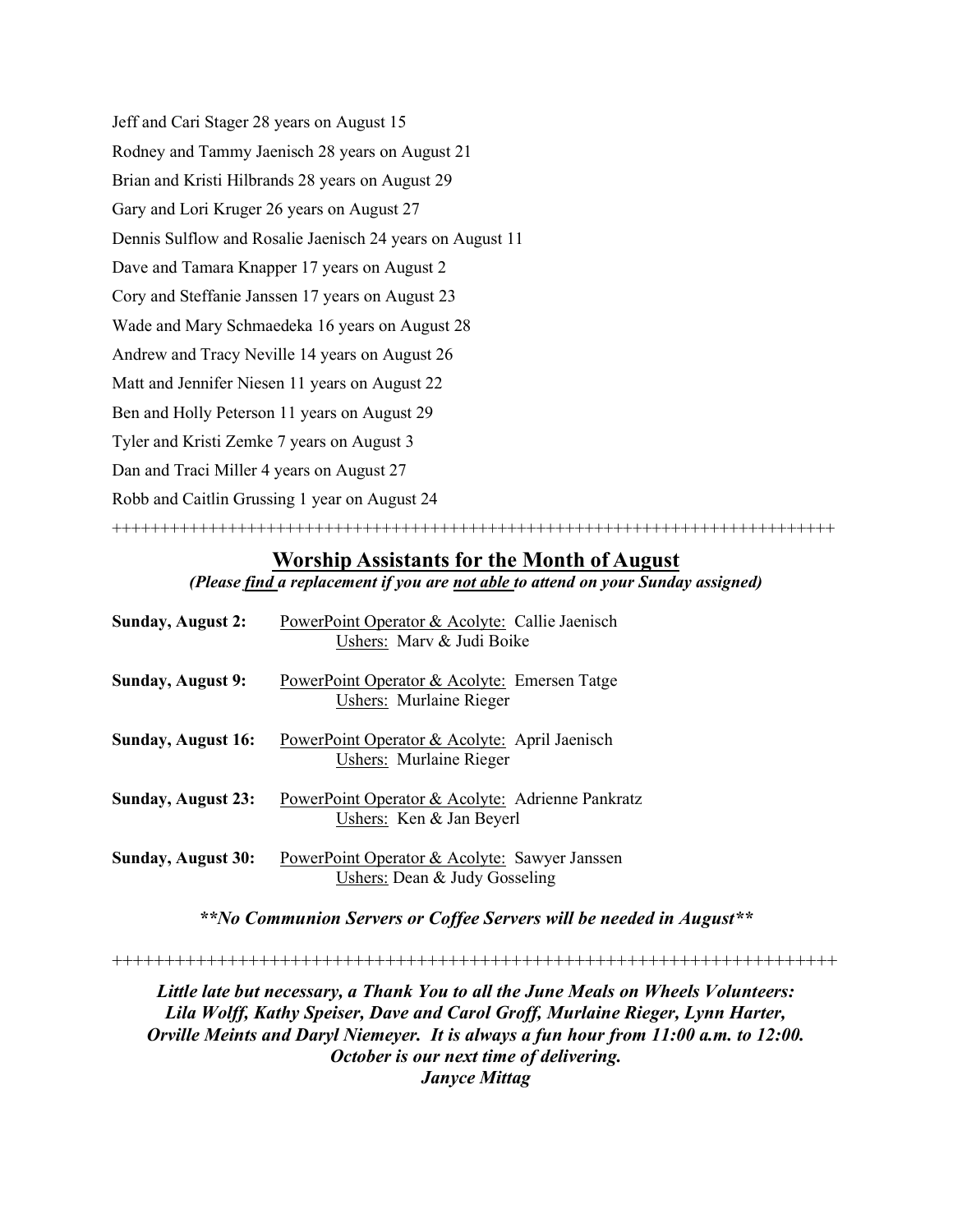Jeff and Cari Stager 28 years on August 15

Rodney and Tammy Jaenisch 28 years on August 21

Brian and Kristi Hilbrands 28 years on August 29

Gary and Lori Kruger 26 years on August 27

Dennis Sulflow and Rosalie Jaenisch 24 years on August 11

Dave and Tamara Knapper 17 years on August 2

Cory and Steffanie Janssen 17 years on August 23

Wade and Mary Schmaedeka 16 years on August 28

Andrew and Tracy Neville 14 years on August 26

Matt and Jennifer Niesen 11 years on August 22

Ben and Holly Peterson 11 years on August 29

Tyler and Kristi Zemke 7 years on August 3

Dan and Traci Miller 4 years on August 27

Robb and Caitlin Grussing 1 year on August 24

++++++++++++++++++++++++++++++++++++++++++++++++++++++++++++++++++++++++++++

## Worship Assistants for the Month of August

***(Please find a replacement if you are not able to attend on your Sunday assigned)***

**Sunday, August 2:** PowerPoint Operator & Acolyte: Callie Jaenisch
Ushers: Marv & Judi Boike

**Sunday, August 9:** PowerPoint Operator & Acolyte: Emersen Tatge
Ushers: Murlaine Rieger

**Sunday, August 16:** PowerPoint Operator & Acolyte: April Jaenisch
Ushers: Murlaine Rieger

**Sunday, August 23:** PowerPoint Operator & Acolyte: Adrienne Pankratz
Ushers: Ken & Jan Beyerl

**Sunday, August 30:** PowerPoint Operator & Acolyte: Sawyer Janssen
Ushers: Dean & Judy Gosseling

***\*\*No Communion Servers or Coffee Servers will be needed in August\*\****

++++++++++++++++++++++++++++++++++++++++++++++++++++++++++++++++++++++++++++

***Little late but necessary, a Thank You to all the June Meals on Wheels Volunteers: Lila Wolff, Kathy Speiser, Dave and Carol Groff, Murlaine Rieger, Lynn Harter, Orville Meints and Daryl Niemeyer. It is always a fun hour from 11:00 a.m. to 12:00. October is our next time of delivering.***

***Janyce Mittag***